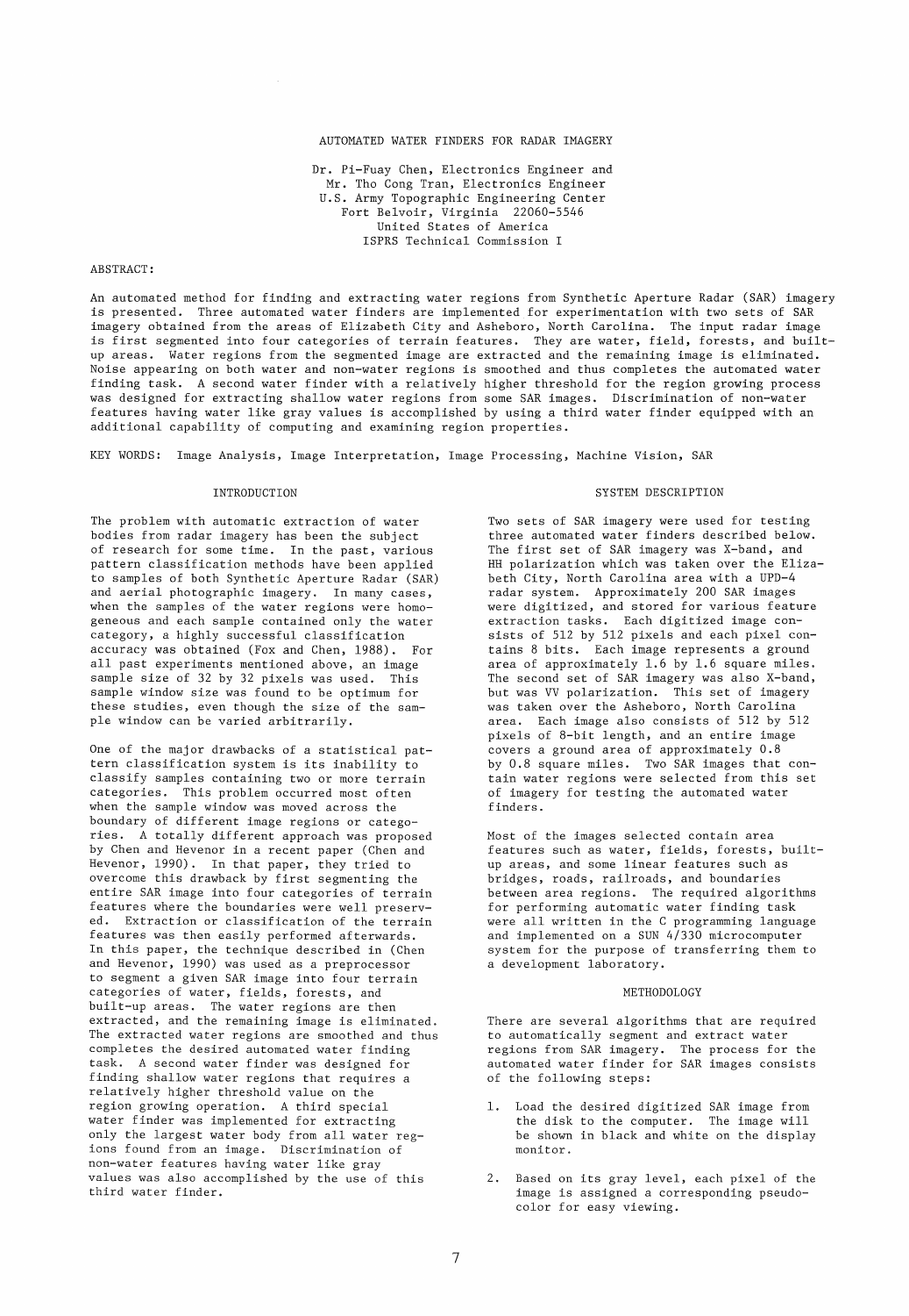# AUTOMATED WATER FINDERS FOR RADAR IMAGERY

Dr. Pi-Fuay Chen, Electronics Engineer and
Mr. Tho Cong Tran, Electronics Engineer
U.S. Army Topographic Engineering Center
Fort Belvoir, Virginia 22060-5546
United States of America
ISPRS Technical Commission I

ABSTRACT:

An automated method for finding and extracting water regions from Synthetic Aperture Radar (SAR) imagery is presented. Three automated water finders are implemented for experimentation with two sets of SAR imagery obtained from the areas of Elizabeth City and Asheboro, North Carolina. The input radar image is first segmented into four categories of terrain features. They are water, field, forests, and built-up areas. Water regions from the segmented image are extracted and the remaining image is eliminated. Noise appearing on both water and non-water regions is smoothed and thus completes the automated water finding task. A second water finder with a relatively higher threshold for the region growing process was designed for extracting shallow water regions from some SAR images. Discrimination of non-water features having water like gray values is accomplished by using a third water finder equipped with an additional capability of computing and examining region properties.

KEY WORDS: Image Analysis, Image Interpretation, Image Processing, Machine Vision, SAR

## INTRODUCTION

The problem with automatic extraction of water bodies from radar imagery has been the subject of research for some time. In the past, various pattern classification methods have been applied to samples of both Synthetic Aperture Radar (SAR) and aerial photographic imagery. In many cases, when the samples of the water regions were homogeneous and each sample contained only the water category, a highly successful classification accuracy was obtained (Fox and Chen, 1988). For all past experiments mentioned above, an image sample size of 32 by 32 pixels was used. This sample window size was found to be optimum for these studies, even though the size of the sample window can be varied arbitrarily.

One of the major drawbacks of a statistical pattern classification system is its inability to classify samples containing two or more terrain categories. This problem occurred most often when the sample window was moved across the boundary of different image regions or categories. A totally different approach was proposed by Chen and Hevenor in a recent paper (Chen and Hevenor, 1990). In that paper, they tried to overcome this drawback by first segmenting the entire SAR image into four categories of terrain features where the boundaries were well preserved. Extraction or classification of the terrain features was then easily performed afterwards. In this paper, the technique described in (Chen and Hevenor, 1990) was used as a preprocessor to segment a given SAR image into four terrain categories of water, fields, forests, and built-up areas. The water regions are then extracted, and the remaining image is eliminated. The extracted water regions are smoothed and thus completes the desired automated water finding task. A second water finder was designed for finding shallow water regions that requires a relatively higher threshold value on the region growing operation. A third special water finder was implemented for extracting only the largest water body from all water regions found from an image. Discrimination of non-water features having water like gray values was also accomplished by the use of this third water finder.

## SYSTEM DESCRIPTION

Two sets of SAR imagery were used for testing three automated water finders described below. The first set of SAR imagery was X-band, and HH polarization which was taken over the Elizabeth City, North Carolina area with a UPD-4 radar system. Approximately 200 SAR images were digitized, and stored for various feature extraction tasks. Each digitized image consists of 512 by 512 pixels and each pixel contains 8 bits. Each image represents a ground area of approximately 1.6 by 1.6 square miles. The second set of SAR imagery was also X-band, but was VV polarization. This set of imagery was taken over the Asheboro, North Carolina area. Each image also consists of 512 by 512 pixels of 8-bit length, and an entire image covers a ground area of approximately 0.8 by 0.8 square miles. Two SAR images that contain water regions were selected from this set of imagery for testing the automated water finders.

Most of the images selected contain area features such as water, fields, forests, built-up areas, and some linear features such as bridges, roads, railroads, and boundaries between area regions. The required algorithms for performing automatic water finding task were all written in the C programming language and implemented on a SUN 4/330 microcomputer system for the purpose of transferring them to a development laboratory.

## METHODOLOGY

There are several algorithms that are required to automatically segment and extract water regions from SAR imagery. The process for the automated water finder for SAR images consists of the following steps:

1. Load the desired digitized SAR image from the disk to the computer. The image will be shown in black and white on the display monitor.
2. Based on its gray level, each pixel of the image is assigned a corresponding pseudo-color for easy viewing.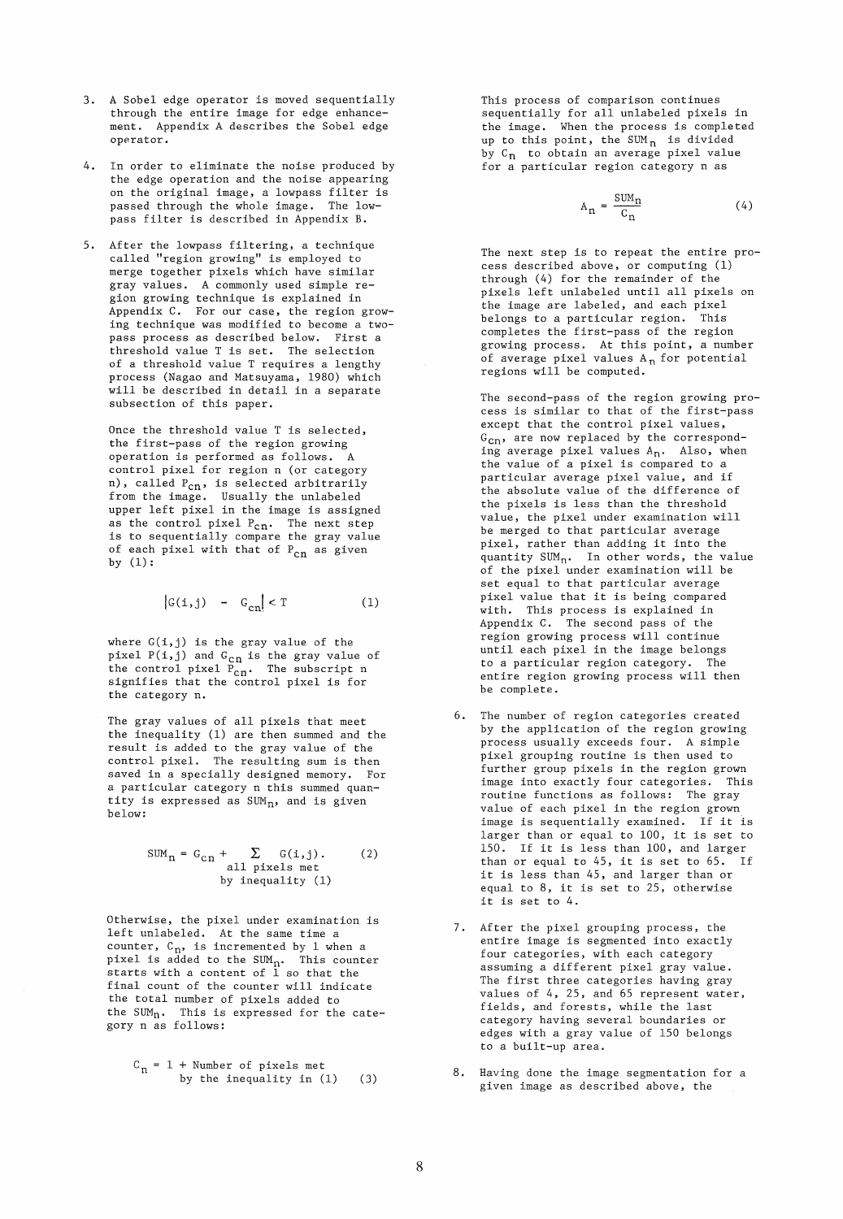3. A Sobel edge operator is moved sequentially through the entire image for edge enhancement. Appendix A describes the Sobel edge operator.

4. In order to eliminate the noise produced by the edge operation and the noise appearing on the original image, a lowpass filter is passed through the whole image. The lowpass filter is described in Appendix B.

5. After the lowpass filtering, a technique called "region growing" is employed to merge together pixels which have similar gray values. A commonly used simple region growing technique is explained in Appendix C. For our case, the region growing technique was modified to become a two-pass process as described below. First a threshold value T is set. The selection of a threshold value T requires a lengthy process (Nagao and Matsuyama, 1980) which will be described in detail in a separate subsection of this paper.

   Once the threshold value T is selected, the first-pass of the region growing operation is performed as follows. A control pixel for region n (or category n), called $P_{cn}$, is selected arbitrarily from the image. Usually the unlabeled upper left pixel in the image is assigned as the control pixel $P_{cn}$. The next step is to sequentially compare the gray value of each pixel with that of $P_{cn}$ as given by (1):

   $$|G(i,j) - G_{cn}| < T \qquad (1)$$

   where $G(i,j)$ is the gray value of the pixel $P(i,j)$ and $G_{cn}$ is the gray value of the control pixel $P_{cn}$. The subscript n signifies that the control pixel is for the category n.

   The gray values of all pixels that meet the inequality (1) are then summed and the result is added to the gray value of the control pixel. The resulting sum is then saved in a specially designed memory. For a particular category n this summed quantity is expressed as $SUM_n$, and is given below:

   $$SUM_n = G_{cn} + \sum_{\substack{\text{all pixels met} \\ \text{by inequality (1)}}} G(i,j). \qquad (2)$$

   Otherwise, the pixel under examination is left unlabeled. At the same time a counter, $C_n$, is incremented by 1 when a pixel is added to the $SUM_n$. This counter starts with a content of 1 so that the final count of the counter will indicate the total number of pixels added to the $SUM_n$. This is expressed for the category n as follows:

   $$C_n = 1 + \text{Number of pixels met by the inequality in (1)} \qquad (3)$$

   This process of comparison continues sequentially for all unlabeled pixels in the image. When the process is completed up to this point, the $SUM_n$ is divided by $C_n$ to obtain an average pixel value for a particular region category n as

   $$A_n = \frac{SUM_n}{C_n} \qquad (4)$$

   The next step is to repeat the entire process described above, or computing (1) through (4) for the remainder of the pixels left unlabeled until all pixels on the image are labeled, and each pixel belongs to a particular region. This completes the first-pass of the region growing process. At this point, a number of average pixel values $A_n$ for potential regions will be computed.

   The second-pass of the region growing process is similar to that of the first-pass except that the control pixel values, $G_{cn}$, are now replaced by the corresponding average pixel values $A_n$. Also, when the value of a pixel is compared to a particular average pixel value, and if the absolute value of the difference of the pixels is less than the threshold value, the pixel under examination will be merged to that particular average pixel, rather than adding it into the quantity $SUM_n$. In other words, the value of the pixel under examination will be set equal to that particular average pixel value that it is being compared with. This process is explained in Appendix C. The second pass of the region growing process will continue until each pixel in the image belongs to a particular region category. The entire region growing process will then be complete.

6. The number of region categories created by the application of the region growing process usually exceeds four. A simple pixel grouping routine is then used to further group pixels in the region grown image into exactly four categories. This routine functions as follows: The gray value of each pixel in the region grown image is sequentially examined. If it is larger than or equal to 100, it is set to 150. If it is less than 100, and larger than or equal to 45, it is set to 65. If it is less than 45, and larger than or equal to 8, it is set to 25, otherwise it is set to 4.

7. After the pixel grouping process, the entire image is segmented into exactly four categories, with each category assuming a different pixel gray value. The first three categories having gray values of 4, 25, and 65 represent water, fields, and forests, while the last category having several boundaries or edges with a gray value of 150 belongs to a built-up area.

8. Having done the image segmentation for a given image as described above, the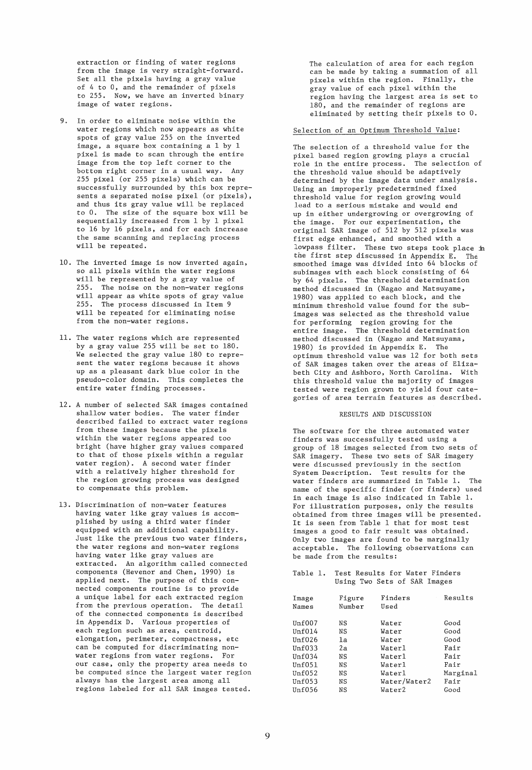extraction or finding of water regions from the image is very straight-forward. Set all the pixels having a gray value of 4 to 0, and the remainder of pixels to 255. Now, we have an inverted binary image of water regions.

9. In order to eliminate noise within the water regions which now appears as white spots of gray value 255 on the inverted image, a square box containing a 1 by 1 pixel is made to scan through the entire image from the top left corner to the bottom right corner in a usual way. Any 255 pixel (or 255 pixels) which can be successfully surrounded by this box represents a separated noise pixel (or pixels), and thus its gray value will be replaced to 0. The size of the square box will be sequentially increased from 1 by 1 pixel to 16 by 16 pixels, and for each increase the same scanning and replacing process will be repeated.

10. The inverted image is now inverted again, so all pixels within the water regions will be represented by a gray value of 255. The noise on the non-water regions will appear as white spots of gray value 255. The process discussed in Item 9 will be repeated for eliminating noise from the non-water regions.

11. The water regions which are represented by a gray value 255 will be set to 180. We selected the gray value 180 to represent the water regions because it shows up as a pleasant dark blue color in the pseudo-color domain. This completes the entire water finding processes.

12. A number of selected SAR images contained shallow water bodies. The water finder described failed to extract water regions from these images because the pixels within the water regions appeared too bright (have higher gray values compared to that of those pixels within a regular water region). A second water finder with a relatively higher threshold for the region growing process was designed to compensate this problem.

13. Discrimination of non-water features having water like gray values is accomplished by using a third water finder equipped with an additional capability. Just like the previous two water finders, the water regions and non-water regions having water like gray values are extracted. An algorithm called connected components (Hevenor and Chen, 1990) is applied next. The purpose of this connected components routine is to provide a unique label for each extracted region from the previous operation. The detail of the connected components is described in Appendix D. Various properties of each region such as area, centroid, elongation, perimeter, compactness, etc can be computed for discriminating non-water regions from water regions. For our case, only the property area needs to be computed since the largest water region always has the largest area among all regions labeled for all SAR images tested.

The calculation of area for each region can be made by taking a summation of all pixels within the region. Finally, the gray value of each pixel within the region having the largest area is set to 180, and the remainder of regions are eliminated by setting their pixels to 0.

## Selection of an Optimum Threshold Value:

The selection of a threshold value for the pixel based region growing plays a crucial role in the entire process. The selection of the threshold value should be adaptively determined by the image data under analysis. Using an improperly predetermined fixed threshold value for region growing would lead to a serious mistake and would end up in either undergrowing or overgrowing of the image. For our experimentation, the original SAR image of 512 by 512 pixels was first edge enhanced, and smoothed with a lowpass filter. These two steps took place in the first step discussed in Appendix E. The smoothed image was divided into 64 blocks of subimages with each block consisting of 64 by 64 pixels. The threshold determination method discussed in (Nagao and Matsuyame, 1980) was applied to each block, and the minimum threshold value found for the subimages was selected as the threshold value for performing region growing for the entire image. The threshold determination method discussed in (Nagao and Matsuyama, 1980) is provided in Appendix E. The optimum threshold value was 12 for both sets of SAR images taken over the areas of Elizabeth City and Ashboro, North Carolina. With this threshold value the majority of images tested were region grown to yield four categories of area terrain features as described.

## RESULTS AND DISCUSSION

The software for the three automated water finders was successfully tested using a group of 18 images selected from two sets of SAR imagery. These two sets of SAR imagery were discussed previously in the section System Description. Test results for the water finders are summarized in Table 1. The name of the specific finder (or finders) used in each image is also indicated in Table 1. For illustration purposes, only the results obtained from three images will be presented. It is seen from Table 1 that for most test images a good to fair result was obtained. Only two images are found to be marginally acceptable. The following observations can be made from the results:

Table 1. Test Results for Water Finders Using Two Sets of SAR Images

| Image Names | Figure Number | Finders Used | Results |
|---|---|---|---|
| Unf007 | NS | Water | Good |
| Unf014 | NS | Water | Good |
| Unf026 | 1a | Water | Good |
| Unf033 | 2a | Water1 | Fair |
| Unf034 | NS | Water1 | Fair |
| Unf051 | NS | Water1 | Fair |
| Unf052 | NS | Water1 | Marginal |
| Unf053 | NS | Water/Water2 | Fair |
| Unf056 | NS | Water2 | Good |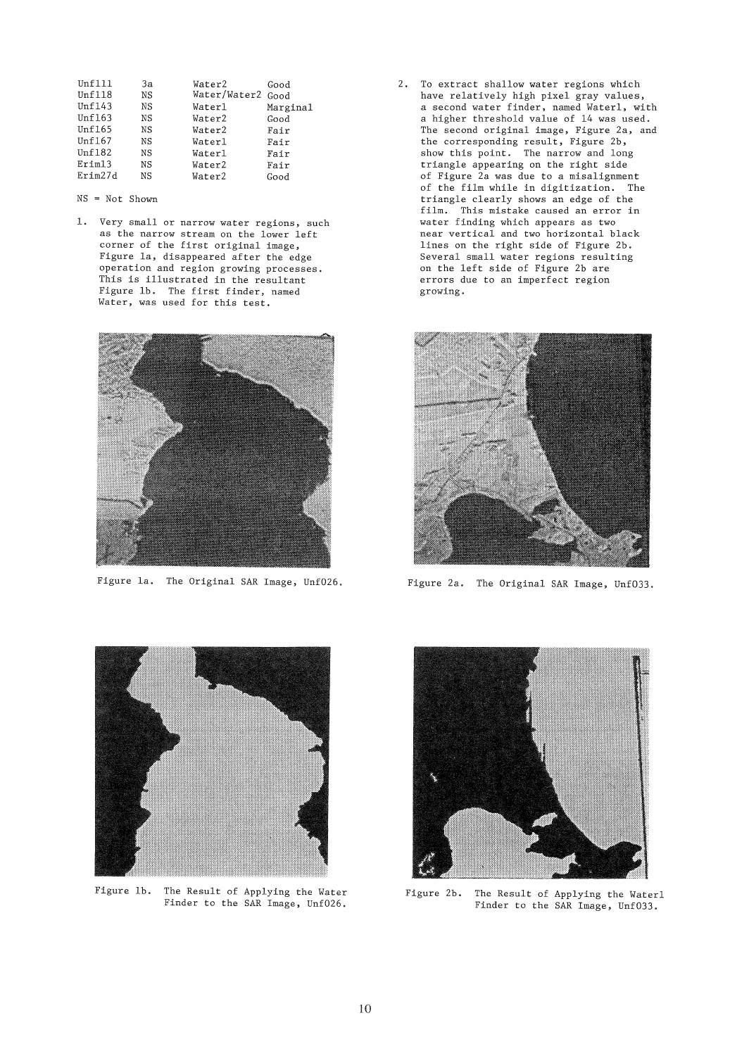| | | | |
|---|---|---|---|
| Unf111 | 3a | Water2 | Good |
| Unf118 | NS | Water/Water2 | Good |
| Unf143 | NS | Water1 | Marginal |
| Unf163 | NS | Water2 | Good |
| Unf165 | NS | Water2 | Fair |
| Unf167 | NS | Water1 | Fair |
| Unf182 | NS | Water1 | Fair |
| Erim13 | NS | Water2 | Fair |
| Erim27d | NS | Water2 | Good |

NS = Not Shown

1. Very small or narrow water regions, such as the narrow stream on the lower left corner of the first original image, Figure 1a, disappeared after the edge operation and region growing processes. This is illustrated in the resultant Figure 1b. The first finder, named Water, was used for this test.

2. To extract shallow water regions which have relatively high pixel gray values, a second water finder, named Water1, with a higher threshold value of 14 was used. The second original image, Figure 2a, and the corresponding result, Figure 2b, show this point. The narrow and long triangle appearing on the right side of Figure 2a was due to a misalignment of the film while in digitization. The triangle clearly shows an edge of the film. This mistake caused an error in water finding which appears as two near vertical and two horizontal black lines on the right side of Figure 2b. Several small water regions resulting on the left side of Figure 2b are errors due to an imperfect region growing.

Figure 1a. The Original SAR Image, Unf026.

Figure 2a. The Original SAR Image, Unf033.

Figure 1b. The Result of Applying the Water Finder to the SAR Image, Unf026.

Figure 2b. The Result of Applying the Water1 Finder to the SAR Image, Unf033.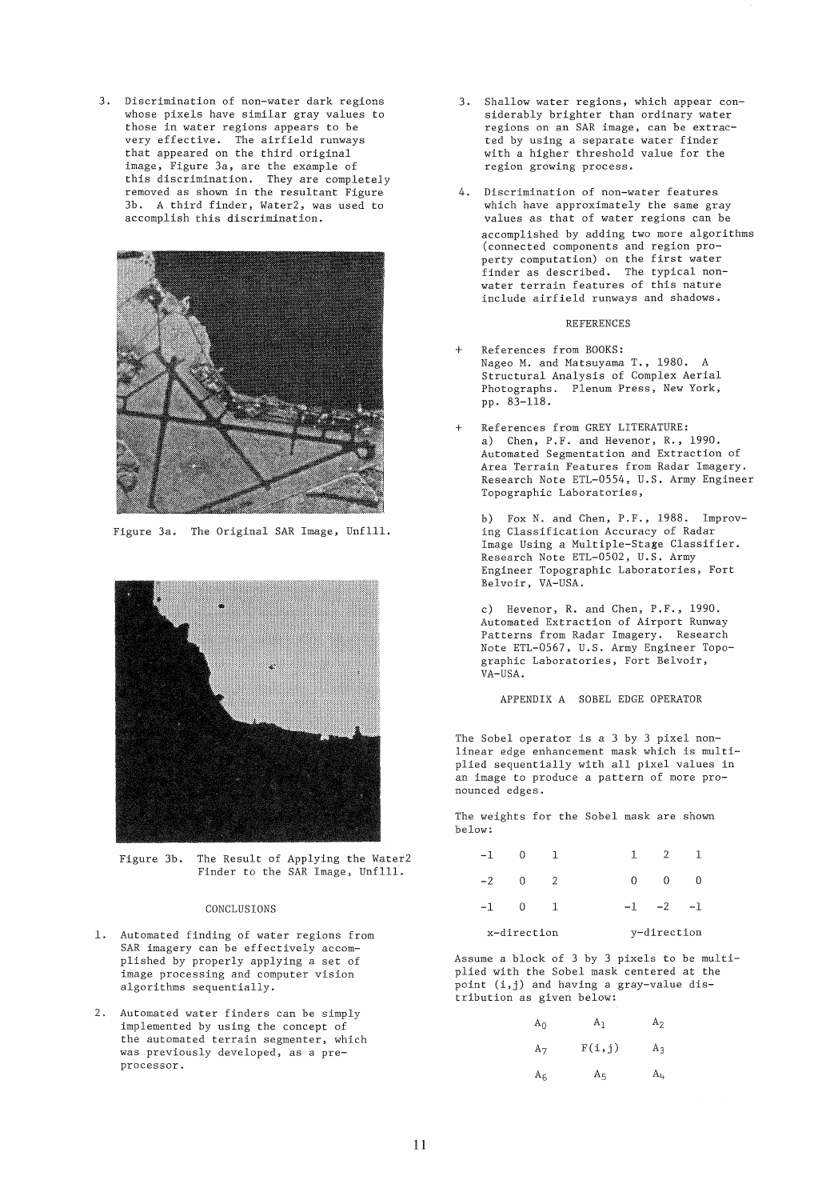3. Discrimination of non-water dark regions whose pixels have similar gray values to those in water regions appears to be very effective. The airfield runways that appeared on the third original image, Figure 3a, are the example of this discrimination. They are completely removed as shown in the resultant Figure 3b. A third finder, Water2, was used to accomplish this discrimination.

Figure 3a. The Original SAR Image, Unf111.

Figure 3b. The Result of Applying the Water2 Finder to the SAR Image, Unf111.

## CONCLUSIONS

1. Automated finding of water regions from SAR imagery can be effectively accomplished by properly applying a set of image processing and computer vision algorithms sequentially.

2. Automated water finders can be simply implemented by using the concept of the automated terrain segmenter, which was previously developed, as a preprocessor.

3. Shallow water regions, which appear considerably brighter than ordinary water regions on an SAR image, can be extracted by using a separate water finder with a higher threshold value for the region growing process.

4. Discrimination of non-water features which have approximately the same gray values as that of water regions can be accomplished by adding two more algorithms (connected components and region property computation) on the first water finder as described. The typical non-water terrain features of this nature include airfield runways and shadows.

## REFERENCES

+ References from BOOKS:
  Nageo M. and Matsuyama T., 1980. A Structural Analysis of Complex Aerial Photographs. Plenum Press, New York, pp. 83-118.

+ References from GREY LITERATURE:
  a) Chen, P.F. and Hevenor, R., 1990. Automated Segmentation and Extraction of Area Terrain Features from Radar Imagery. Research Note ETL-0554, U.S. Army Engineer Topographic Laboratories,

  b) Fox N. and Chen, P.F., 1988. Improving Classification Accuracy of Radar Image Using a Multiple-Stage Classifier. Research Note ETL-0502, U.S. Army Engineer Topographic Laboratories, Fort Belvoir, VA-USA.

  c) Hevenor, R. and Chen, P.F., 1990. Automated Extraction of Airport Runway Patterns from Radar Imagery. Research Note ETL-0567, U.S. Army Engineer Topographic Laboratories, Fort Belvoir, VA-USA.

## APPENDIX A SOBEL EDGE OPERATOR

The Sobel operator is a 3 by 3 pixel nonlinear edge enhancement mask which is multiplied sequentially with all pixel values in an image to produce a pattern of more pronounced edges.

The weights for the Sobel mask are shown below:

$$
\begin{array}{ccc}
-1 & 0 & 1 \\
-2 & 0 & 2 \\
-1 & 0 & 1
\end{array}
\qquad\qquad
\begin{array}{ccc}
1 & 2 & 1 \\
0 & 0 & 0 \\
-1 & -2 & -1
\end{array}
$$

x-direction y-direction

Assume a block of 3 by 3 pixels to be multiplied with the Sobel mask centered at the point (i,j) and having a gray-value distribution as given below:

$$
\begin{array}{ccc}
A_0 & A_1 & A_2 \\
A_7 & F(i,j) & A_3 \\
A_6 & A_5 & A_4
\end{array}
$$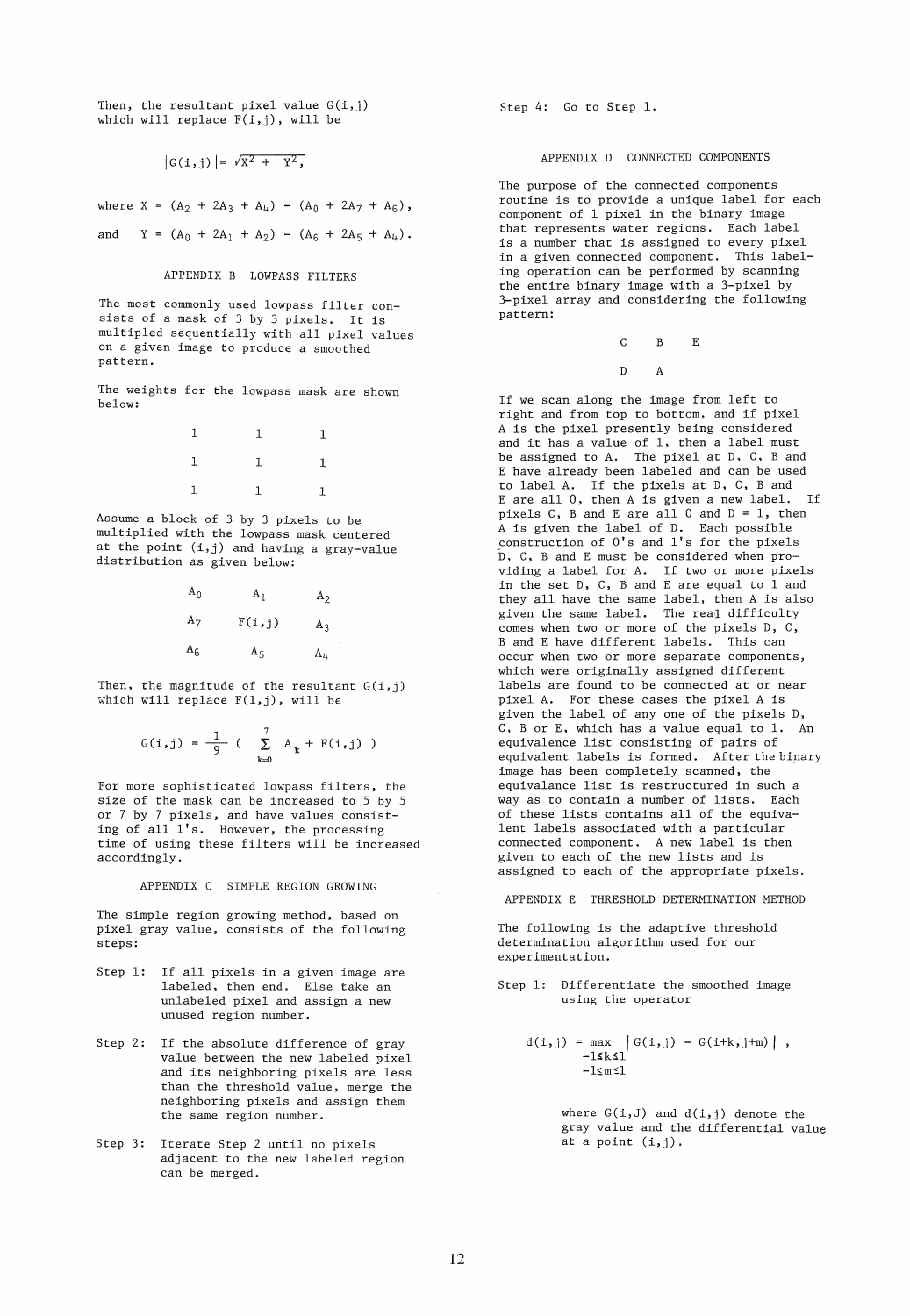Then, the resultant pixel value G(i,j) which will replace F(i,j), will be

$$|G(i,j)| = \sqrt{X^2 + Y^2},$$

where $X = (A_2 + 2A_3 + A_4) - (A_0 + 2A_7 + A_6)$,

and $Y = (A_0 + 2A_1 + A_2) - (A_6 + 2A_5 + A_4)$.

## APPENDIX B LOWPASS FILTERS

The most commonly used lowpass filter consists of a mask of 3 by 3 pixels. It is multipled sequentially with all pixel values on a given image to produce a smoothed pattern.

The weights for the lowpass mask are shown below:

| | | |
|---|---|---|
| 1 | 1 | 1 |
| 1 | 1 | 1 |
| 1 | 1 | 1 |

Assume a block of 3 by 3 pixels to be multiplied with the lowpass mask centered at the point (i,j) and having a gray-value distribution as given below:

| | | |
|---|---|---|
| $A_0$ | $A_1$ | $A_2$ |
| $A_7$ | F(i,j) | $A_3$ |
| $A_6$ | $A_5$ | $A_4$ |

Then, the magnitude of the resultant G(i,j) which will replace F(1,j), will be

$$G(i,j) = \frac{1}{9}\left( \sum_{k=0}^{7} A_k + F(i,j) \right)$$

For more sophisticated lowpass filters, the size of the mask can be increased to 5 by 5 or 7 by 7 pixels, and have values consisting of all 1's. However, the processing time of using these filters will be increased accordingly.

## APPENDIX C SIMPLE REGION GROWING

The simple region growing method, based on pixel gray value, consists of the following steps:

Step 1: If all pixels in a given image are labeled, then end. Else take an unlabeled pixel and assign a new unused region number.

Step 2: If the absolute difference of gray value between the new labeled pixel and its neighboring pixels are less than the threshold value, merge the neighboring pixels and assign them the same region number.

Step 3: Iterate Step 2 until no pixels adjacent to the new labeled region can be merged.

Step 4: Go to Step 1.

## APPENDIX D CONNECTED COMPONENTS

The purpose of the connected components routine is to provide a unique label for each component of 1 pixel in the binary image that represents water regions. Each label is a number that is assigned to every pixel in a given connected component. This labeling operation can be performed by scanning the entire binary image with a 3-pixel by 3-pixel array and considering the following pattern:

| | | |
|---|---|---|
| C | B | E |
| D | A | |

If we scan along the image from left to right and from top to bottom, and if pixel A is the pixel presently being considered and it has a value of 1, then a label must be assigned to A. The pixel at D, C, B and E have already been labeled and can be used to label A. If the pixels at D, C, B and E are all 0, then A is given a new label. If pixels C, B and E are all 0 and D = 1, then A is given the label of D. Each possible construction of 0's and 1's for the pixels D, C, B and E must be considered when providing a label for A. If two or more pixels in the set D, C, B and E are equal to 1 and they all have the same label, then A is also given the same label. The real difficulty comes when two or more of the pixels D, C, B and E have different labels. This can occur when two or more separate components, which were originally assigned different labels are found to be connected at or near pixel A. For these cases the pixel A is given the label of any one of the pixels D, C, B or E, which has a value equal to 1. An equivalence list consisting of pairs of equivalent labels is formed. After the binary image has been completely scanned, the equivalance list is restructured in such a way as to contain a number of lists. Each of these lists contains all of the equivalent labels associated with a particular connected component. A new label is then given to each of the new lists and is assigned to each of the appropriate pixels.

## APPENDIX E THRESHOLD DETERMINATION METHOD

The following is the adaptive threshold determination algorithm used for our experimentation.

Step 1: Differentiate the smoothed image using the operator

$$d(i,j) = \max_{\substack{-1 \le k \le 1 \\ -1 \le m \le 1}} |G(i,j) - G(i+k,j+m)|,$$

where G(i,J) and d(i,j) denote the gray value and the differential value at a point (i,j).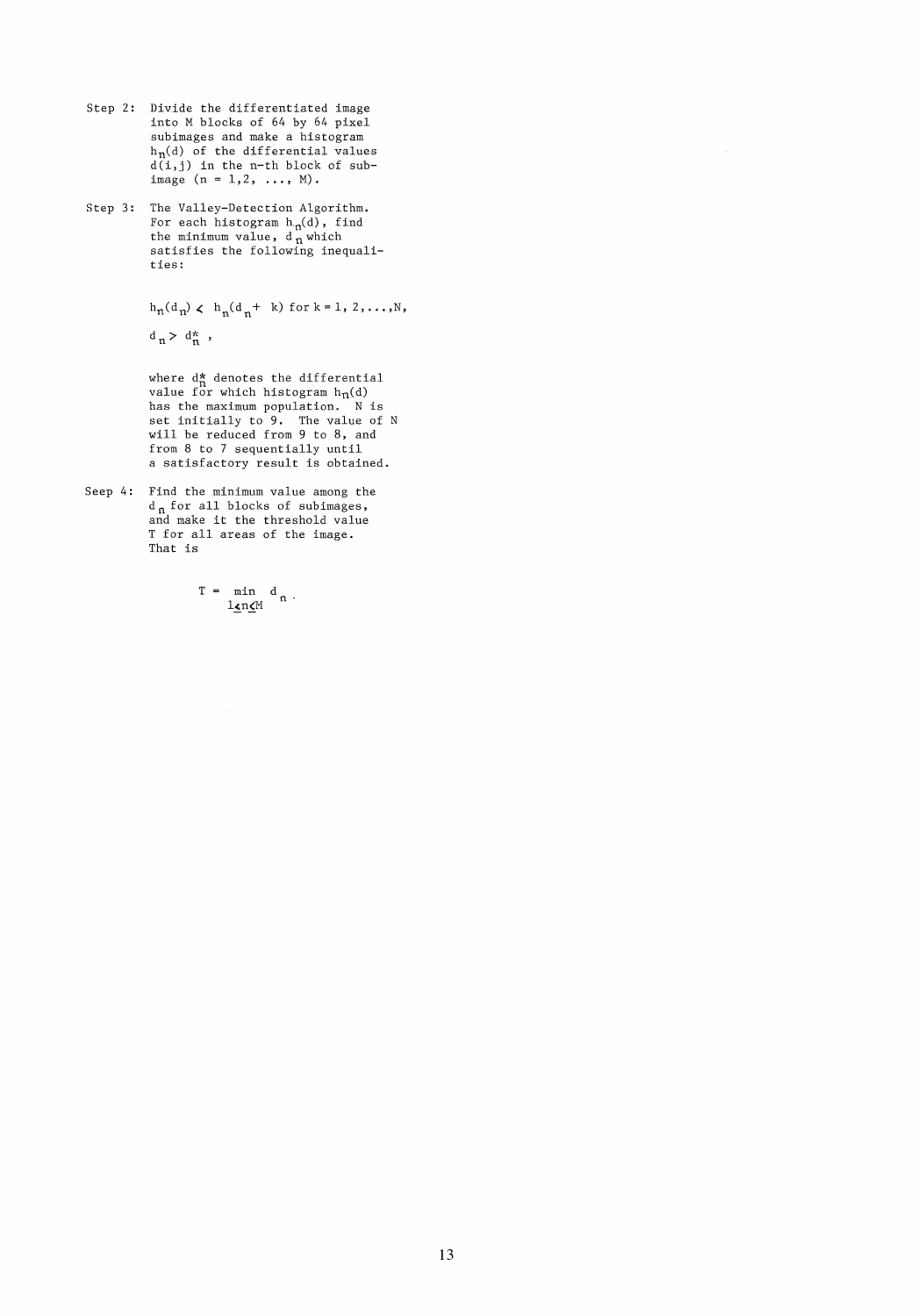Step 2: Divide the differentiated image into M blocks of 64 by 64 pixel subimages and make a histogram $h_n(d)$ of the differential values $d(i,j)$ in the n-th block of subimage $(n = 1,2, \ldots, M)$.

Step 3: The Valley-Detection Algorithm. For each histogram $h_n(d)$, find the minimum value, $d_n$ which satisfies the following inequalities:

$$h_n(d_n) < h_n(d_n + k) \text{ for } k = 1, 2, \ldots, N,$$

$$d_n > d_n^* ,$$

where $d_n^*$ denotes the differential value for which histogram $h_n(d)$ has the maximum population. N is set initially to 9. The value of N will be reduced from 9 to 8, and from 8 to 7 sequentially until a satisfactory result is obtained.

Seep 4: Find the minimum value among the $d_n$ for all blocks of subimages, and make it the threshold value T for all areas of the image. That is

$$T = \min_{1 \leq n \leq M} d_n .$$